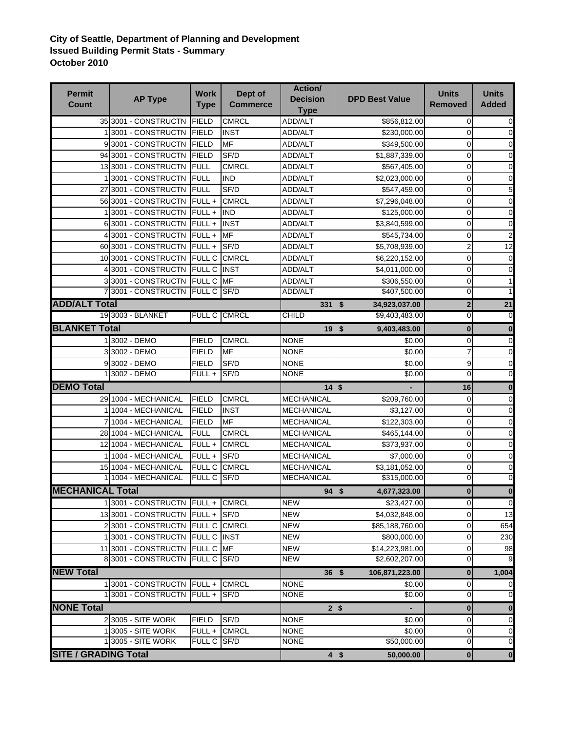**City of Seattle, Department of Planning and Development**
**Issued Building Permit Stats - Summary**
**October 2010**

| Permit Count | AP Type | Work Type | Dept of Commerce | Action/ Decision Type | DPD Best Value | Units Removed | Units Added |
|---|---|---|---|---|---|---|---|
| 35 | 3001 - CONSTRUCTN | FIELD | CMRCL | ADD/ALT | $856,812.00 | 0 | 0 |
| 1 | 3001 - CONSTRUCTN | FIELD | INST | ADD/ALT | $230,000.00 | 0 | 0 |
| 9 | 3001 - CONSTRUCTN | FIELD | MF | ADD/ALT | $349,500.00 | 0 | 0 |
| 94 | 3001 - CONSTRUCTN | FIELD | SF/D | ADD/ALT | $1,887,339.00 | 0 | 0 |
| 13 | 3001 - CONSTRUCTN | FULL | CMRCL | ADD/ALT | $567,405.00 | 0 | 0 |
| 1 | 3001 - CONSTRUCTN | FULL | IND | ADD/ALT | $2,023,000.00 | 0 | 0 |
| 27 | 3001 - CONSTRUCTN | FULL | SF/D | ADD/ALT | $547,459.00 | 0 | 5 |
| 56 | 3001 - CONSTRUCTN | FULL + | CMRCL | ADD/ALT | $7,296,048.00 | 0 | 0 |
| 1 | 3001 - CONSTRUCTN | FULL + | IND | ADD/ALT | $125,000.00 | 0 | 0 |
| 6 | 3001 - CONSTRUCTN | FULL + | INST | ADD/ALT | $3,840,599.00 | 0 | 0 |
| 4 | 3001 - CONSTRUCTN | FULL + | MF | ADD/ALT | $545,734.00 | 0 | 2 |
| 60 | 3001 - CONSTRUCTN | FULL + | SF/D | ADD/ALT | $5,708,939.00 | 2 | 12 |
| 10 | 3001 - CONSTRUCTN | FULL C | CMRCL | ADD/ALT | $6,220,152.00 | 0 | 0 |
| 4 | 3001 - CONSTRUCTN | FULL C | INST | ADD/ALT | $4,011,000.00 | 0 | 0 |
| 3 | 3001 - CONSTRUCTN | FULL C | MF | ADD/ALT | $306,550.00 | 0 | 1 |
| 7 | 3001 - CONSTRUCTN | FULL C | SF/D | ADD/ALT | $407,500.00 | 0 | 1 |
| **ADD/ALT Total** | | | | **331** | **$ 34,923,037.00** | **2** | **21** |
| 19 | 3003 - BLANKET | FULL C | CMRCL | CHILD | $9,403,483.00 | 0 | 0 |
| **BLANKET Total** | | | | **19** | **$ 9,403,483.00** | **0** | **0** |
| 1 | 3002 - DEMO | FIELD | CMRCL | NONE | $0.00 | 0 | 0 |
| 3 | 3002 - DEMO | FIELD | MF | NONE | $0.00 | 7 | 0 |
| 9 | 3002 - DEMO | FIELD | SF/D | NONE | $0.00 | 9 | 0 |
| 1 | 3002 - DEMO | FULL + | SF/D | NONE | $0.00 | 0 | 0 |
| **DEMO Total** | | | | **14** | **$ -** | **16** | **0** |
| 29 | 1004 - MECHANICAL | FIELD | CMRCL | MECHANICAL | $209,760.00 | 0 | 0 |
| 1 | 1004 - MECHANICAL | FIELD | INST | MECHANICAL | $3,127.00 | 0 | 0 |
| 7 | 1004 - MECHANICAL | FIELD | MF | MECHANICAL | $122,303.00 | 0 | 0 |
| 28 | 1004 - MECHANICAL | FULL | CMRCL | MECHANICAL | $465,144.00 | 0 | 0 |
| 12 | 1004 - MECHANICAL | FULL + | CMRCL | MECHANICAL | $373,937.00 | 0 | 0 |
| 1 | 1004 - MECHANICAL | FULL + | SF/D | MECHANICAL | $7,000.00 | 0 | 0 |
| 15 | 1004 - MECHANICAL | FULL C | CMRCL | MECHANICAL | $3,181,052.00 | 0 | 0 |
| 1 | 1004 - MECHANICAL | FULL C | SF/D | MECHANICAL | $315,000.00 | 0 | 0 |
| **MECHANICAL Total** | | | | **94** | **$ 4,677,323.00** | **0** | **0** |
| 1 | 3001 - CONSTRUCTN | FULL + | CMRCL | NEW | $23,427.00 | 0 | 0 |
| 13 | 3001 - CONSTRUCTN | FULL + | SF/D | NEW | $4,032,848.00 | 0 | 13 |
| 2 | 3001 - CONSTRUCTN | FULL C | CMRCL | NEW | $85,188,760.00 | 0 | 654 |
| 1 | 3001 - CONSTRUCTN | FULL C | INST | NEW | $800,000.00 | 0 | 230 |
| 11 | 3001 - CONSTRUCTN | FULL C | MF | NEW | $14,223,981.00 | 0 | 98 |
| 8 | 3001 - CONSTRUCTN | FULL C | SF/D | NEW | $2,602,207.00 | 0 | 9 |
| **NEW Total** | | | | **36** | **$ 106,871,223.00** | **0** | **1,004** |
| 1 | 3001 - CONSTRUCTN | FULL + | CMRCL | NONE | $0.00 | 0 | 0 |
| 1 | 3001 - CONSTRUCTN | FULL + | SF/D | NONE | $0.00 | 0 | 0 |
| **NONE Total** | | | | **2** | **$ -** | **0** | **0** |
| 2 | 3005 - SITE WORK | FIELD | SF/D | NONE | $0.00 | 0 | 0 |
| 1 | 3005 - SITE WORK | FULL + | CMRCL | NONE | $0.00 | 0 | 0 |
| 1 | 3005 - SITE WORK | FULL C | SF/D | NONE | $50,000.00 | 0 | 0 |
| **SITE / GRADING Total** | | | | **4** | **$ 50,000.00** | **0** | **0** |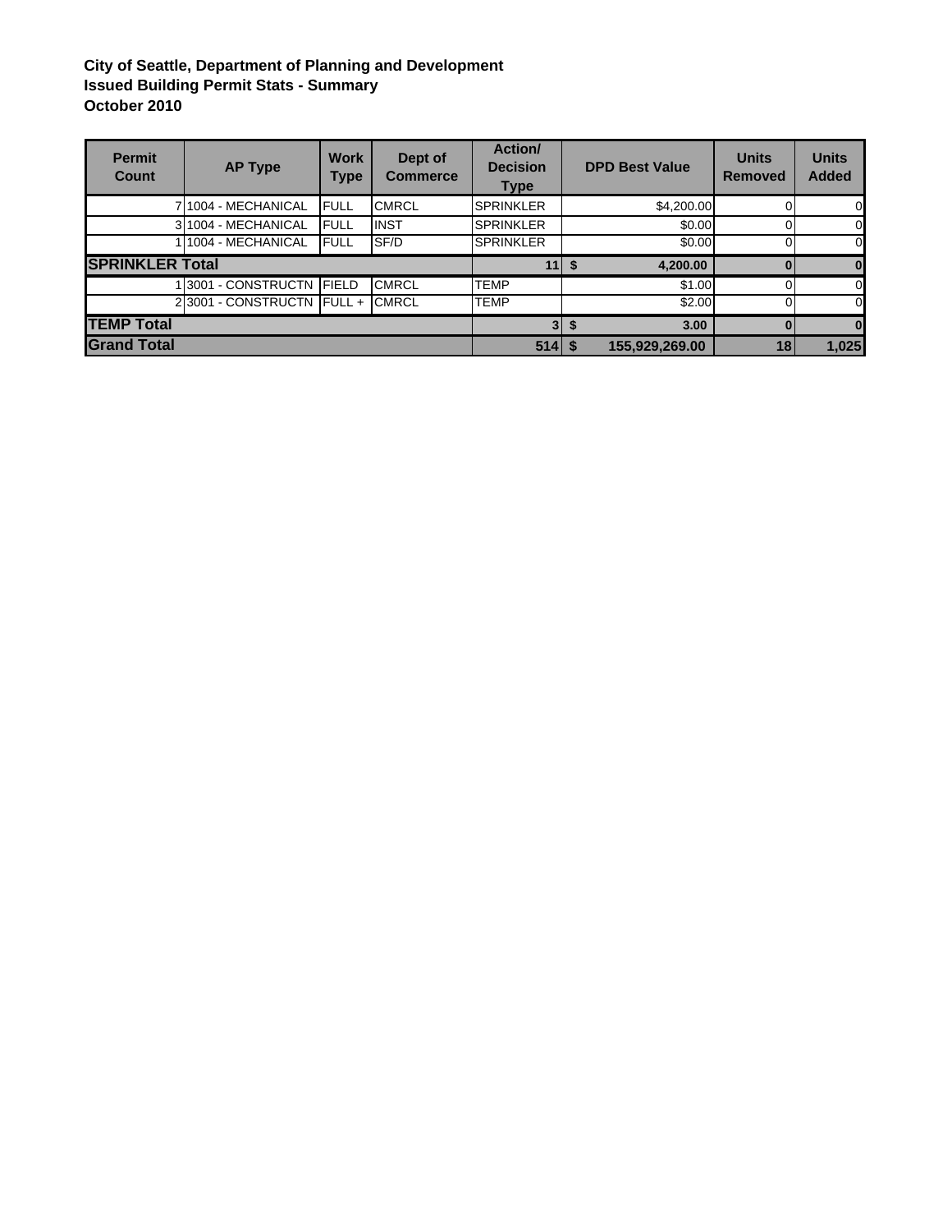**City of Seattle, Department of Planning and Development**
**Issued Building Permit Stats - Summary**
**October 2010**

| Permit Count | AP Type | Work Type | Dept of Commerce | Action/ Decision Type | DPD Best Value | Units Removed | Units Added |
|---|---|---|---|---|---|---|---|
| 7 | 1004 - MECHANICAL | FULL | CMRCL | SPRINKLER | $4,200.00 | 0 | 0 |
| 3 | 1004 - MECHANICAL | FULL | INST | SPRINKLER | $0.00 | 0 | 0 |
| 1 | 1004 - MECHANICAL | FULL | SF/D | SPRINKLER | $0.00 | 0 | 0 |
| **SPRINKLER Total** | | | | **11** | **$ 4,200.00** | **0** | **0** |
| 1 | 3001 - CONSTRUCTN | FIELD | CMRCL | TEMP | $1.00 | 0 | 0 |
| 2 | 3001 - CONSTRUCTN | FULL + | CMRCL | TEMP | $2.00 | 0 | 0 |
| **TEMP Total** | | | | **3** | **$ 3.00** | **0** | **0** |
| **Grand Total** | | | | **514** | **$ 155,929,269.00** | **18** | **1,025** |